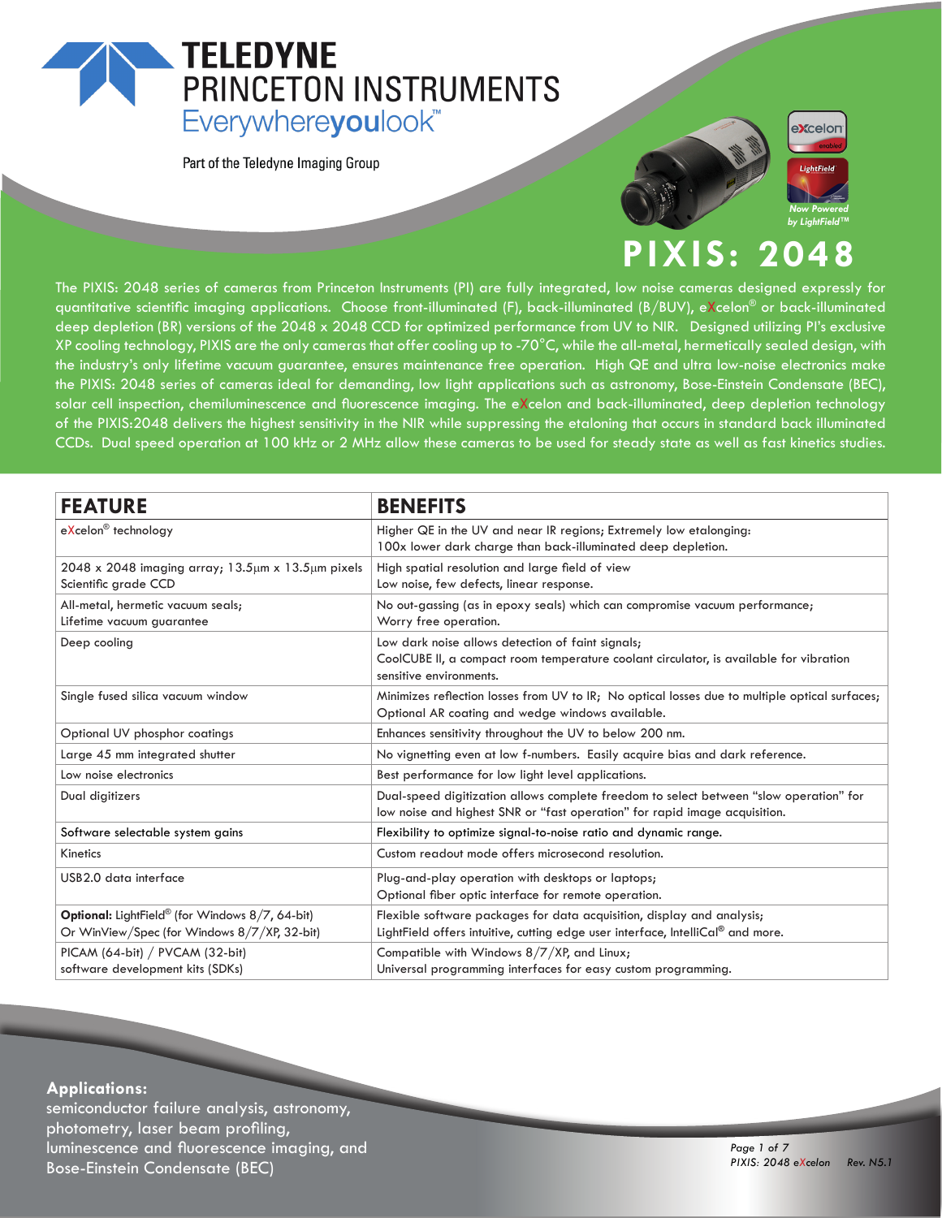# TELEDYNE PRINCETON INSTRUMENTS

Everywhereyoulook™

Part of the Teledyne Imaging Group

Now Powered by LightField™

# PIXIS: 2048

The PIXIS: 2048 series of cameras from Princeton Instruments (PI) are fully integrated, low noise cameras designed expressly for quantitative scientific imaging applications. Choose front-illuminated (F), back-illuminated (B/BUV), eXcelon® or back-illuminated deep depletion (BR) versions of the 2048 x 2048 CCD for optimized performance from UV to NIR. Designed utilizing PI's exclusive XP cooling technology, PIXIS are the only cameras that offer cooling up to -70°C, while the all-metal, hermetically sealed design, with the industry's only lifetime vacuum guarantee, ensures maintenance free operation. High QE and ultra low-noise electronics make the PIXIS: 2048 series of cameras ideal for demanding, low light applications such as astronomy, Bose-Einstein Condensate (BEC), solar cell inspection, chemiluminescence and fluorescence imaging. The eXcelon and back-illuminated, deep depletion technology of the PIXIS:2048 delivers the highest sensitivity in the NIR while suppressing the etaloning that occurs in standard back illuminated CCDs. Dual speed operation at 100 kHz or 2 MHz allow these cameras to be used for steady state as well as fast kinetics studies.

| FEATURE | BENEFITS |
|---|---|
| eXcelon® technology | Higher QE in the UV and near IR regions; Extremely low etalonging: 100x lower dark charge than back-illuminated deep depletion. |
| 2048 x 2048 imaging array; 13.5µm x 13.5µm pixels Scientific grade CCD | High spatial resolution and large field of view Low noise, few defects, linear response. |
| All-metal, hermetic vacuum seals; Lifetime vacuum guarantee | No out-gassing (as in epoxy seals) which can compromise vacuum performance; Worry free operation. |
| Deep cooling | Low dark noise allows detection of faint signals; CoolCUBE II, a compact room temperature coolant circulator, is available for vibration sensitive environments. |
| Single fused silica vacuum window | Minimizes reflection losses from UV to IR; No optical losses due to multiple optical surfaces; Optional AR coating and wedge windows available. |
| Optional UV phosphor coatings | Enhances sensitivity throughout the UV to below 200 nm. |
| Large 45 mm integrated shutter | No vignetting even at low f-numbers. Easily acquire bias and dark reference. |
| Low noise electronics | Best performance for low light level applications. |
| Dual digitizers | Dual-speed digitization allows complete freedom to select between "slow operation" for low noise and highest SNR or "fast operation" for rapid image acquisition. |
| Software selectable system gains | Flexibility to optimize signal-to-noise ratio and dynamic range. |
| Kinetics | Custom readout mode offers microsecond resolution. |
| USB2.0 data interface | Plug-and-play operation with desktops or laptops; Optional fiber optic interface for remote operation. |
| **Optional:** LightField® (for Windows 8/7, 64-bit) Or WinView/Spec (for Windows 8/7/XP, 32-bit) | Flexible software packages for data acquisition, display and analysis; LightField offers intuitive, cutting edge user interface, IntelliCal® and more. |
| PICAM (64-bit) / PVCAM (32-bit) software development kits (SDKs) | Compatible with Windows 8/7/XP, and Linux; Universal programming interfaces for easy custom programming. |

**Applications:**
semiconductor failure analysis, astronomy, photometry, laser beam profiling, luminescence and fluorescence imaging, and Bose-Einstein Condensate (BEC)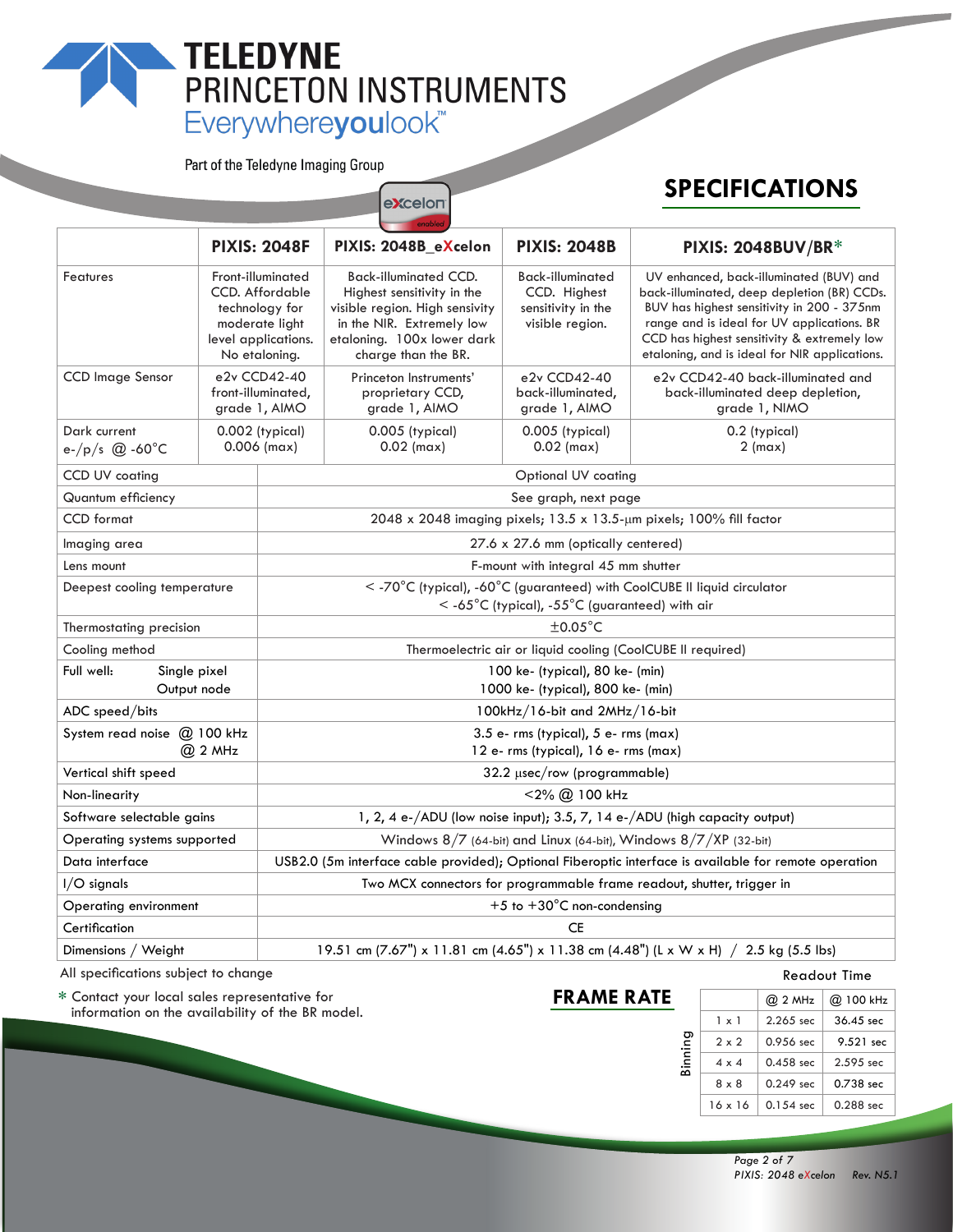# SPECIFICATIONS

| | PIXIS: 2048F | PIXIS: 2048B_eXcelon | PIXIS: 2048B | PIXIS: 2048BUV/BR* |
|---|---|---|---|---|
| Features | Front-illuminated CCD. Affordable technology for moderate light level applications. No etaloning. | Back-illuminated CCD. Highest sensitivity in the visible region. High sensivity in the NIR. Extremely low etaloning. 100x lower dark charge than the BR. | Back-illuminated CCD. Highest sensitivity in the visible region. | UV enhanced, back-illuminated (BUV) and back-illuminated, deep depletion (BR) CCDs. BUV has highest sensitivity in 200 - 375nm range and is ideal for UV applications. BR CCD has highest sensitivity & extremely low etaloning, and is ideal for NIR applications. |
| CCD Image Sensor | e2v CCD42-40 front-illuminated, grade 1, AIMO | Princeton Instruments' proprietary CCD, grade 1, AIMO | e2v CCD42-40 back-illuminated, grade 1, AIMO | e2v CCD42-40 back-illuminated and back-illuminated deep depletion, grade 1, NIMO |
| Dark current e-/p/s @ -60°C | 0.002 (typical) 0.006 (max) | 0.005 (typical) 0.02 (max) | 0.005 (typical) 0.02 (max) | 0.2 (typical) 2 (max) |
| CCD UV coating | Optional UV coating | | | |
| Quantum efficiency | See graph, next page | | | |
| CCD format | 2048 x 2048 imaging pixels; 13.5 x 13.5-µm pixels; 100% fill factor | | | |
| Imaging area | 27.6 x 27.6 mm (optically centered) | | | |
| Lens mount | F-mount with integral 45 mm shutter | | | |
| Deepest cooling temperature | < -70°C (typical), -60°C (guaranteed) with CoolCUBE II liquid circulator<br>< -65°C (typical), -55°C (guaranteed) with air | | | |
| Thermostating precision | ±0.05°C | | | |
| Cooling method | Thermoelectric air or liquid cooling (CoolCUBE II required) | | | |
| Full well: Single pixel / Output node | 100 ke- (typical), 80 ke- (min)<br>1000 ke- (typical), 800 ke- (min) | | | |
| ADC speed/bits | 100kHz/16-bit and 2MHz/16-bit | | | |
| System read noise @ 100 kHz / @ 2 MHz | 3.5 e- rms (typical), 5 e- rms (max)<br>12 e- rms (typical), 16 e- rms (max) | | | |
| Vertical shift speed | 32.2 µsec/row (programmable) | | | |
| Non-linearity | <2% @ 100 kHz | | | |
| Software selectable gains | 1, 2, 4 e-/ADU (low noise input); 3.5, 7, 14 e-/ADU (high capacity output) | | | |
| Operating systems supported | Windows 8/7 (64-bit) and Linux (64-bit), Windows 8/7/XP (32-bit) | | | |
| Data interface | USB2.0 (5m interface cable provided); Optional Fiberoptic interface is available for remote operation | | | |
| I/O signals | Two MCX connectors for programmable frame readout, shutter, trigger in | | | |
| Operating environment | +5 to +30°C non-condensing | | | |
| Certification | CE | | | |
| Dimensions / Weight | 19.51 cm (7.67") x 11.81 cm (4.65") x 11.38 cm (4.48") (L x W x H) / 2.5 kg (5.5 lbs) | | | |

All specifications subject to change

\* Contact your local sales representative for information on the availability of the BR model.

## FRAME RATE

Readout Time

| Binning | @ 2 MHz | @ 100 kHz |
|---|---|---|
| 1 x 1 | 2.265 sec | 36.45 sec |
| 2 x 2 | 0.956 sec | 9.521 sec |
| 4 x 4 | 0.458 sec | 2.595 sec |
| 8 x 8 | 0.249 sec | 0.738 sec |
| 16 x 16 | 0.154 sec | 0.288 sec |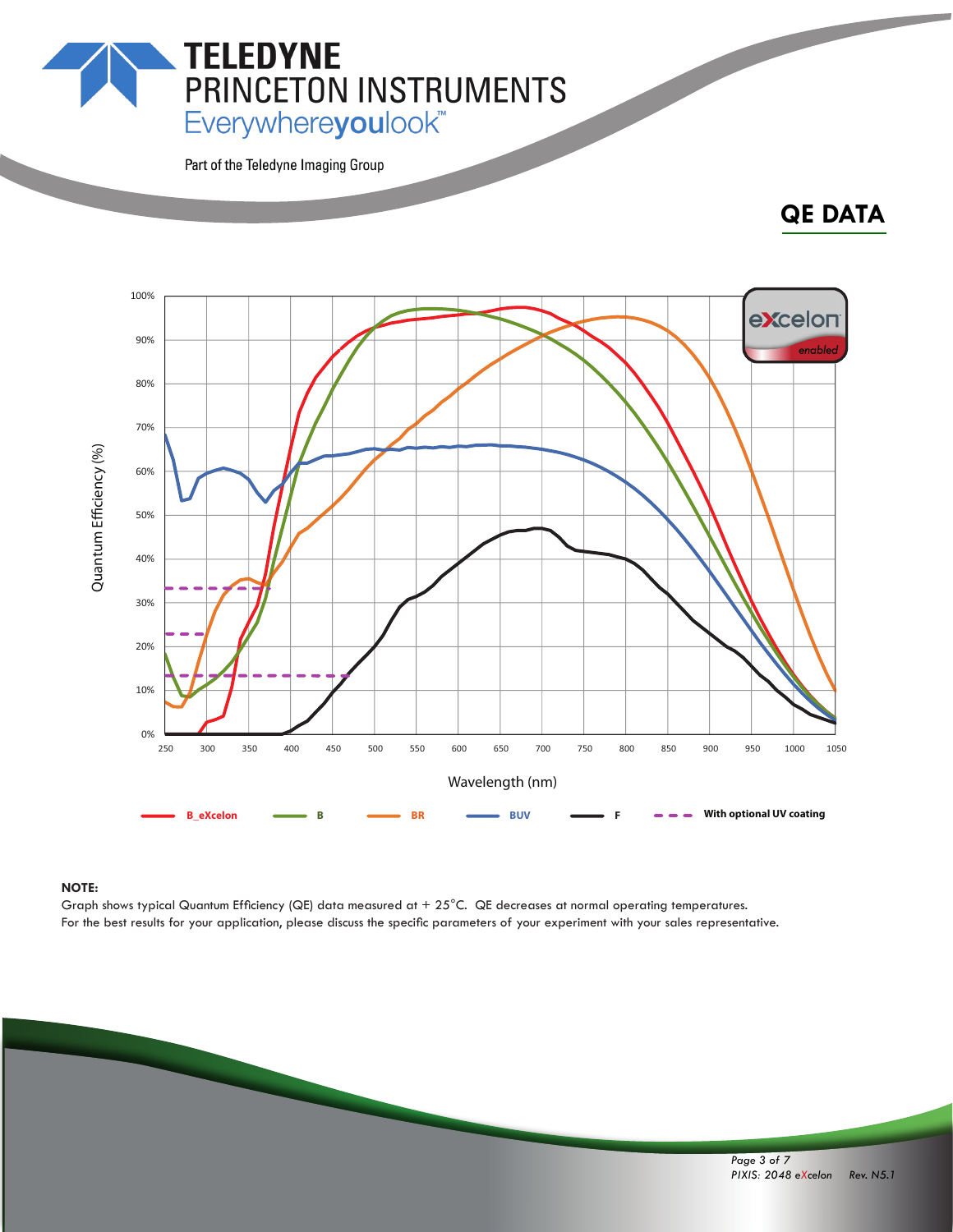TELEDYNE
PRINCETON INSTRUMENTS
Everywhereyoulook™

Part of the Teledyne Imaging Group

## QE DATA

Quantum Efficiency (%)

Wavelength (nm)

B_eXcelon — B — BR — BUV — F — With optional UV coating

**NOTE:**

Graph shows typical Quantum Efficiency (QE) data measured at + 25°C. QE decreases at normal operating temperatures.
For the best results for your application, please discuss the specific parameters of your experiment with your sales representative.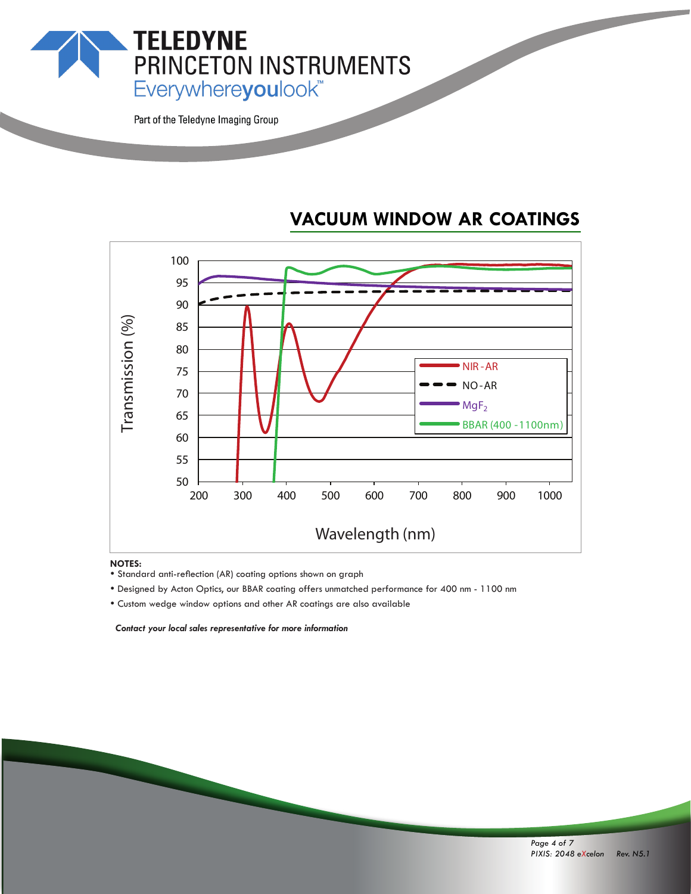## VACUUM WINDOW AR COATINGS

**NOTES:**

- Standard anti-reflection (AR) coating options shown on graph
- Designed by Acton Optics, our BBAR coating offers unmatched performance for 400 nm - 1100 nm
- Custom wedge window options and other AR coatings are also available

***Contact your local sales representative for more information***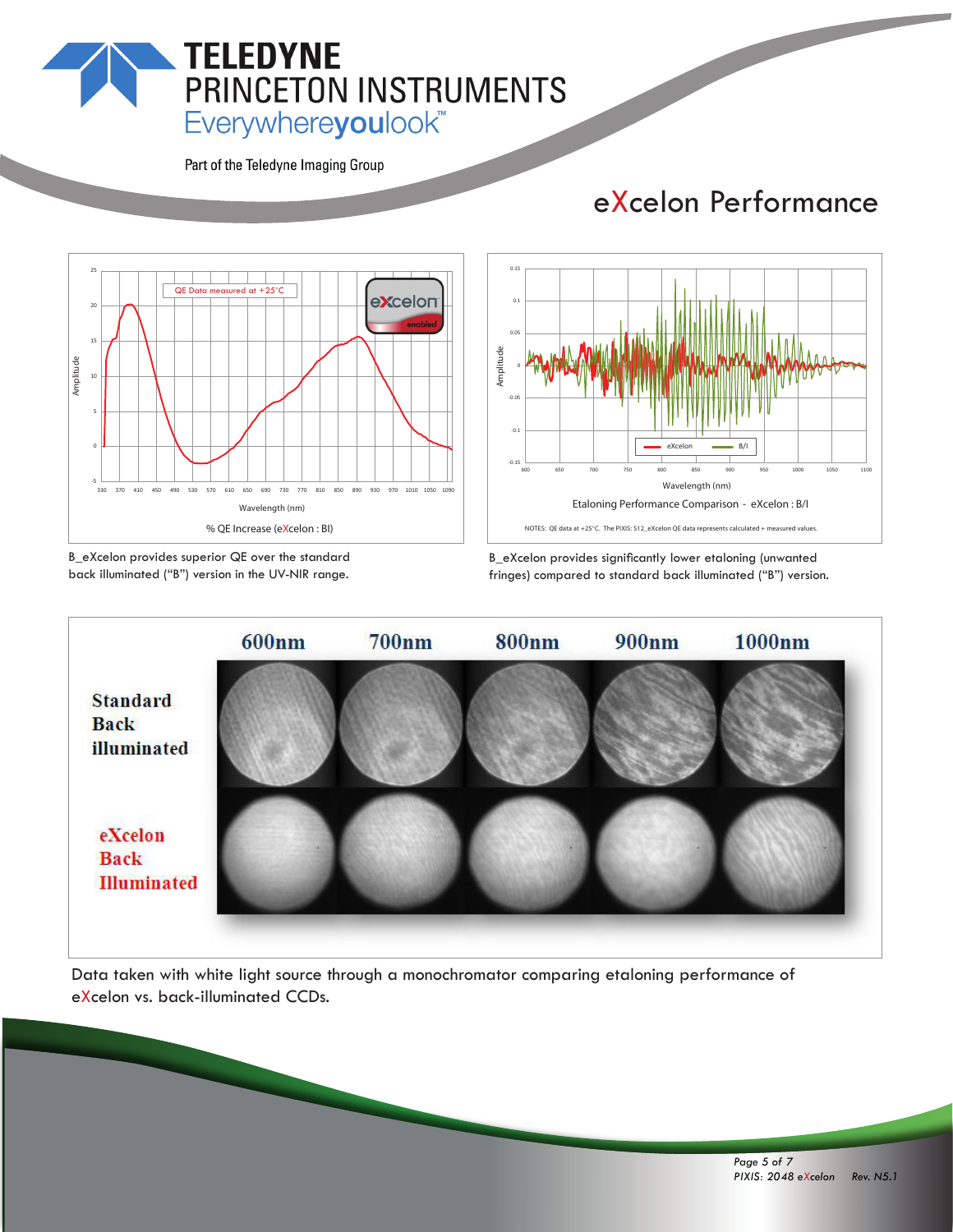# eXcelon Performance

B_eXcelon provides superior QE over the standard back illuminated ("B") version in the UV-NIR range.

B_eXcelon provides significantly lower etaloning (unwanted fringes) compared to standard back illuminated ("B") version.

Data taken with white light source through a monochromator comparing etaloning performance of eXcelon vs. back-illuminated CCDs.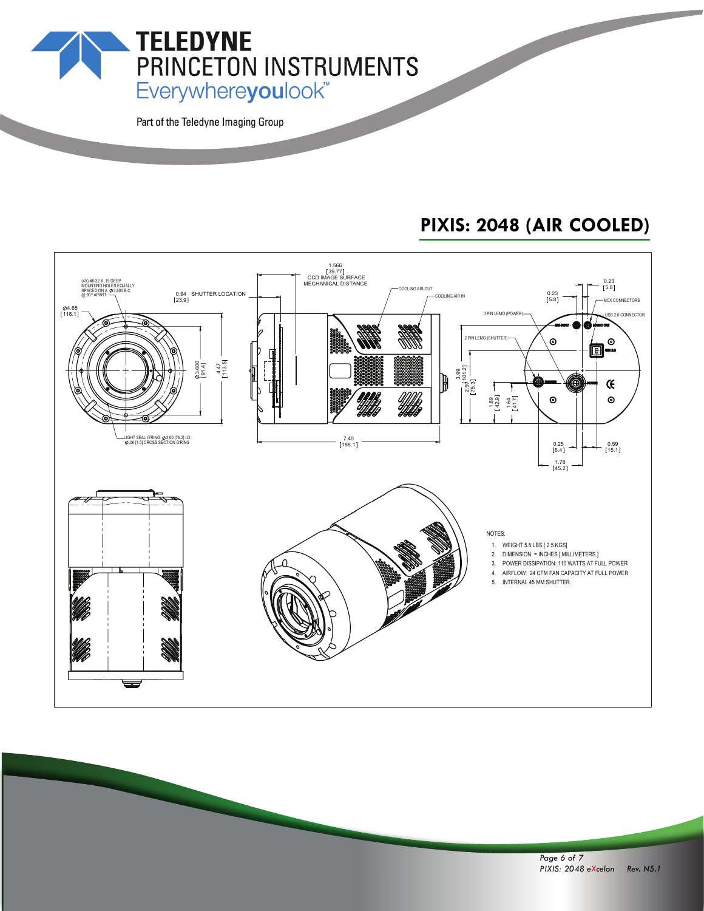TELEDYNE
PRINCETON INSTRUMENTS
Everywhereyoulook™

Part of the Teledyne Imaging Group

## PIXIS: 2048 (AIR COOLED)

(4X) #8-32 X .19 DEEP MOUNTING HOLES EQUALLY SPACED ON A Ø3.600 B.C. @ 90° APART

Ø4.65 [118.1]

0.94 [23.9] SHUTTER LOCATION

1.566 [39.77] CCD IMAGE SURFACE MECHANICAL DISTANCE

COOLING AIR OUT

COOLING AIR IN

Ø3.600 [91.4]

4.47 [113.5]

LIGHT SEAL O'RING Ø3.00 [76.2] I.D. Ø.06 [1.5] CROSS SECTION O'RING

7.40 [188.1]

3.99 [101.2]

2.97 [75.3]

1.69 [42.9]

1.64 [41.7]

3 PIN LEMO (POWER)

2 PIN LEMO (SHUTTER)

0.23 [5.8]

0.23 [5.8]

MCX CONNECTORS

USB 2.0 CONNECTOR

0.25 [6.4]

0.59 [15.1]

1.78 [45.2]

NOTES:

1. WEIGHT 5.5 LBS [ 2.5 KGS]
2. DIMENSION = INCHES [ MILLIMETERS ]
3. POWER DISSIPATION: 110 WATTS AT FULL POWER
4. AIRFLOW: 24 CFM FAN CAPACITY AT FULL POWER
5. INTERNAL 45 MM SHUTTER.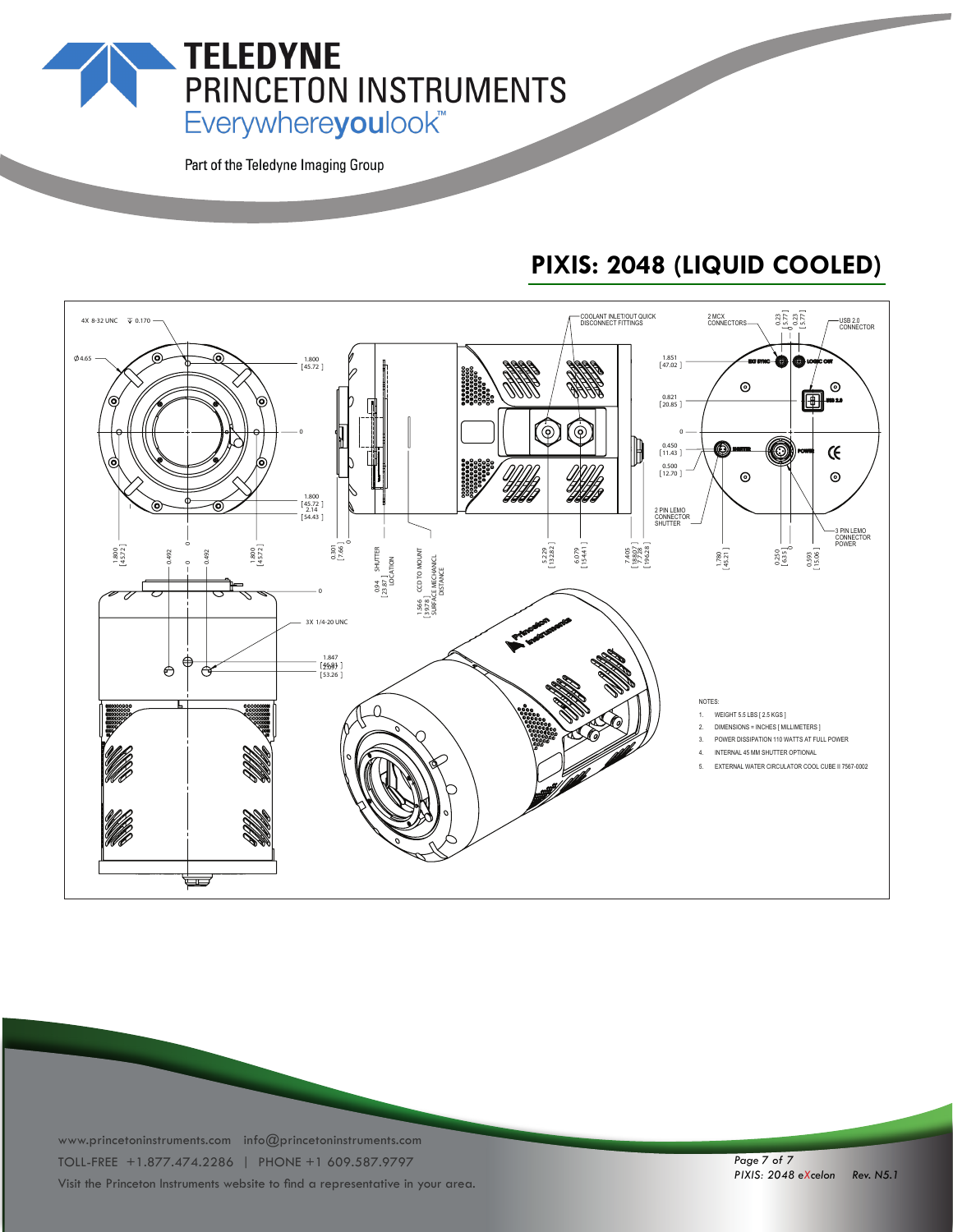# PIXIS: 2048 (LIQUID COOLED)

4X 8-32 UNC ⊽ 0.170

Ø4.65

1.800 [45.72]

0

1.800 [45.72]

2.14 [54.43]

1.800 [45.72]

0.492

0

0.492

1.800 [45.72]

COOLANT INLET/OUT QUICK DISCONNECT FITTINGS

2 MCX CONNECTORS

0.23 [5.77]

0.23 [5.77]

USB 2.0 CONNECTOR

1.851 [47.02]

0.821 [20.85]

0

0.450 [11.43]

0.500 [12.70]

2 PIN LEMO CONNECTOR SHUTTER

3 PIN LEMO CONNECTOR POWER

0.301 [7.66]

0

0.94 [23.87] SHUTTER LOCATION

1.566 [39.78] CCD TO MOUNT SURFACE MECHANICAL DISTANCE

5.229 [132.82]

6.079 [154.41]

7.405 [188.07]

7.728 [196.28]

1.780 [45.21]

0.250 [6.35]

0

0.593 [15.06]

0

3X 1/4-20 UNC

1.847 [46.91]

2.097 [53.26]

NOTES:

1. WEIGHT 5.5 LBS [ 2.5 KGS ]
2. DIMENSIONS = INCHES [ MILLIMETERS ]
3. POWER DISSIPATION 110 WATTS AT FULL POWER
4. INTERNAL 45 MM SHUTTER OPTIONAL
5. EXTERNAL WATER CIRCULATOR COOL CUBE II 7567-0002

www.princetoninstruments.com   info@princetoninstruments.com

TOLL-FREE +1.877.474.2286 | PHONE +1 609.587.9797

Visit the Princeton Instruments website to find a representative in your area.